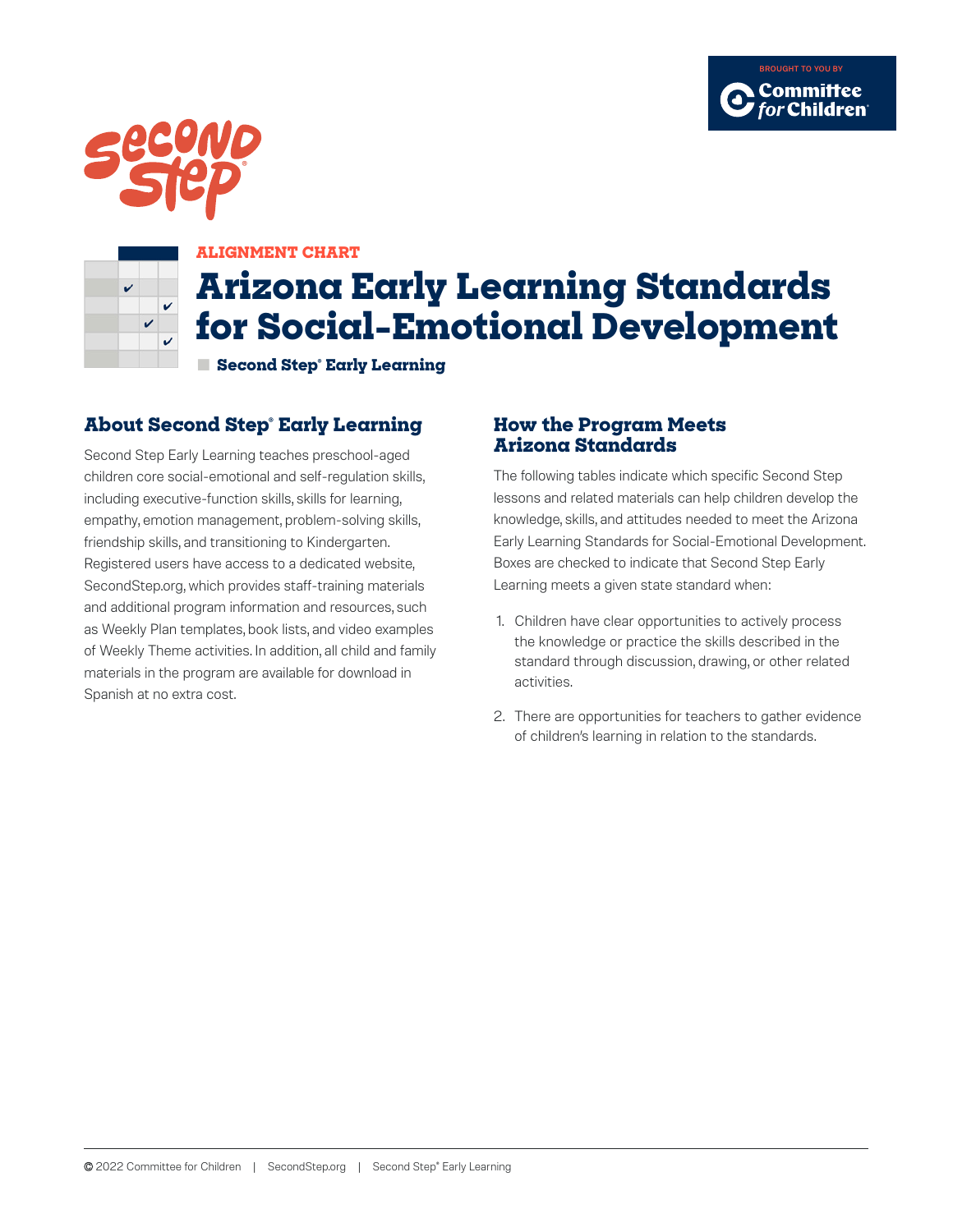BROUGHT TO YOU BY Committee for Children

Second Step

ALIGNMENT CHART

# Arizona Early Learning Standards for Social-Emotional Development

**Second Step® Early Learning**

## About Second Step® Early Learning

Second Step Early Learning teaches preschool-aged children core social-emotional and self-regulation skills, including executive-function skills, skills for learning, empathy, emotion management, problem-solving skills, friendship skills, and transitioning to Kindergarten. Registered users have access to a dedicated website, SecondStep.org, which provides staff-training materials and additional program information and resources, such as Weekly Plan templates, book lists, and video examples of Weekly Theme activities. In addition, all child and family materials in the program are available for download in Spanish at no extra cost.

## How the Program Meets Arizona Standards

The following tables indicate which specific Second Step lessons and related materials can help children develop the knowledge, skills, and attitudes needed to meet the Arizona Early Learning Standards for Social-Emotional Development. Boxes are checked to indicate that Second Step Early Learning meets a given state standard when:

1. Children have clear opportunities to actively process the knowledge or practice the skills described in the standard through discussion, drawing, or other related activities.
2. There are opportunities for teachers to gather evidence of children's learning in relation to the standards.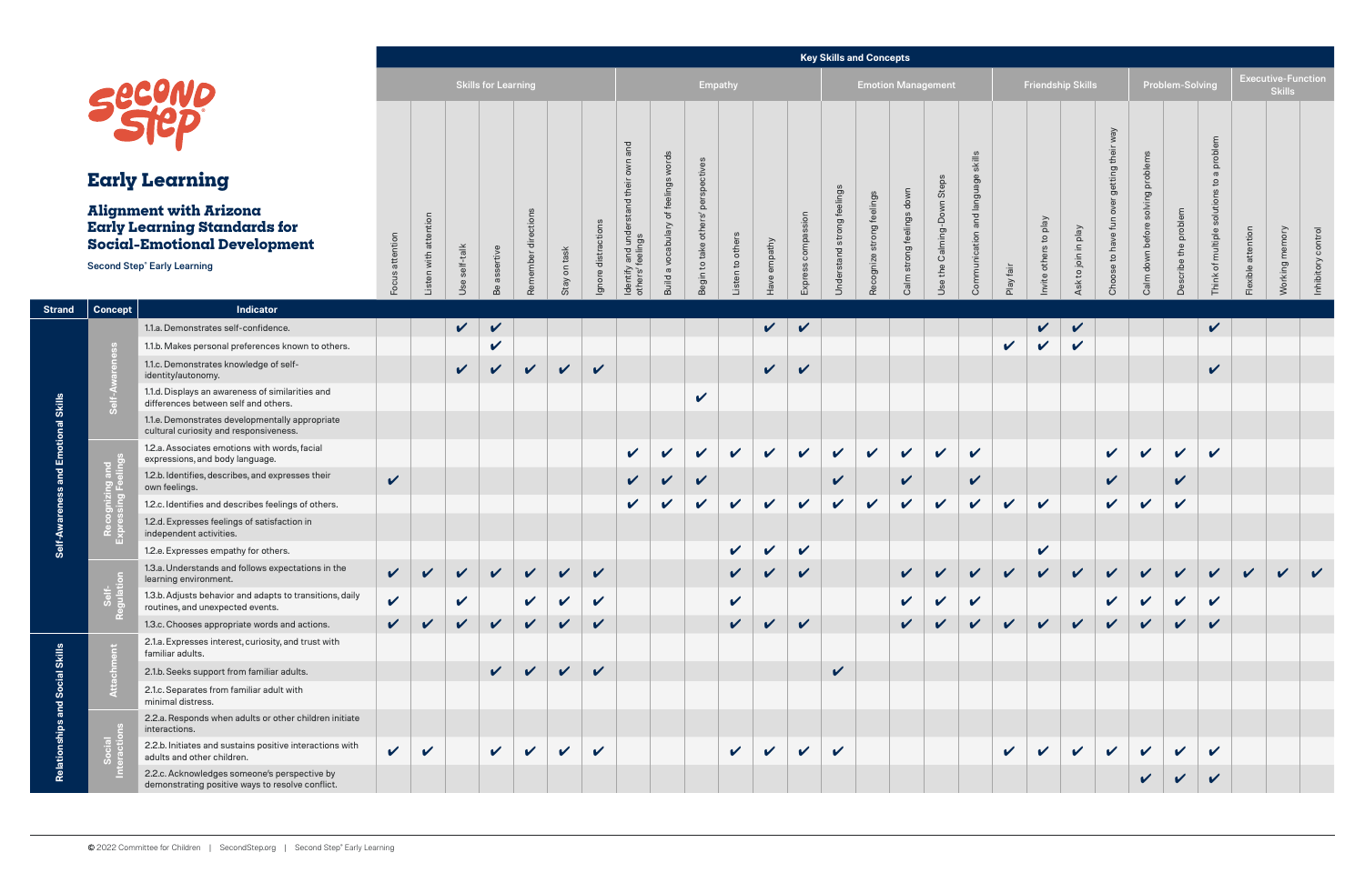# Early Learning

## Alignment with Arizona Early Learning Standards for Social-Emotional Development

Second Step® Early Learning

| Strand | Concept | Indicator | Key Skills and Concepts: Skills for Learning | | | | | | | Empathy | | | | | | Emotion Management | | | | | Friendship Skills | | | | Problem-Solving | | | Executive-Function Skills | | |
|---|---|---|---|---|---|---|---|---|---|---|---|---|---|---|---|---|---|---|---|---|---|---|---|---|---|---|---|---|---|---|
| | | | Focus attention | Listen with attention | Use self-talk | Be assertive | Remember directions | Stay on task | Ignore distractions | Identify and understand their own and others' feelings | Build a vocabulary of feelings words | Begin to take others' perspectives | Listen to others | Have empathy | Express compassion | Understand strong feelings | Recognize strong feelings | Calm strong feelings down | Use the Calming-Down Steps | Communication and language skills | Play fair | Invite others to play | Ask to join in play | Choose to have fun over getting their way | Calm down before solving problems | Describe the problem | Think of multiple solutions to a problem | Flexible attention | Working memory | Inhibitory control |
| Self-Awareness and Emotional Skills | Self-Awareness | 1.1.a. Demonstrates self-confidence. | | | ✔ | ✔ | | | | | | | | ✔ | ✔ | | | | | | | ✔ | ✔ | | | | ✔ | | | |
| | | 1.1.b. Makes personal preferences known to others. | | | | ✔ | | | | | | | | | | | | | | | ✔ | ✔ | ✔ | | | | | | | |
| | | 1.1.c. Demonstrates knowledge of self-identity/autonomy. | | | ✔ | ✔ | ✔ | ✔ | ✔ | | | | | ✔ | ✔ | | | | | | | | | | | | ✔ | | | |
| | | 1.1.d. Displays an awareness of similarities and differences between self and others. | | | | | | | | | | ✔ | | | | | | | | | | | | | | | | | | |
| | | 1.1.e. Demonstrates developmentally appropriate cultural curiosity and responsiveness. | | | | | | | | | | | | | | | | | | | | | | | | | | | | |
| | Recognizing and Expressing Feelings | 1.2.a. Associates emotions with words, facial expressions, and body language. | | | | | | | | ✔ | ✔ | ✔ | ✔ | ✔ | ✔ | ✔ | ✔ | ✔ | ✔ | ✔ | | | | ✔ | ✔ | ✔ | ✔ | | | |
| | | 1.2.b. Identifies, describes, and expresses their own feelings. | ✔ | | | | | | | ✔ | ✔ | ✔ | | | | ✔ | | ✔ | | ✔ | | | | ✔ | | ✔ | | | | |
| | | 1.2.c. Identifies and describes feelings of others. | | | | | | | | ✔ | ✔ | ✔ | ✔ | ✔ | ✔ | ✔ | ✔ | ✔ | ✔ | ✔ | ✔ | ✔ | | ✔ | ✔ | ✔ | | | | |
| | | 1.2.d. Expresses feelings of satisfaction in independent activities. | | | | | | | | | | | | | | | | | | | | | | | | | | | | |
| | | 1.2.e. Expresses empathy for others. | | | | | | | | | | | ✔ | ✔ | ✔ | | | | | | | ✔ | | | | | | | | |
| | Self-Regulation | 1.3.a. Understands and follows expectations in the learning environment. | ✔ | ✔ | ✔ | ✔ | ✔ | ✔ | ✔ | | | | ✔ | ✔ | ✔ | | | ✔ | ✔ | ✔ | ✔ | ✔ | ✔ | ✔ | ✔ | ✔ | ✔ | ✔ | ✔ | ✔ |
| | | 1.3.b. Adjusts behavior and adapts to transitions, daily routines, and unexpected events. | ✔ | | ✔ | | ✔ | ✔ | ✔ | | | | ✔ | | | | | ✔ | ✔ | ✔ | | | | ✔ | ✔ | ✔ | ✔ | | | |
| | | 1.3.c. Chooses appropriate words and actions. | ✔ | ✔ | ✔ | ✔ | ✔ | ✔ | ✔ | | | | ✔ | ✔ | ✔ | | | ✔ | ✔ | ✔ | ✔ | ✔ | ✔ | ✔ | ✔ | ✔ | ✔ | | | |
| Relationships and Social Skills | Attachment | 2.1.a. Expresses interest, curiosity, and trust with familiar adults. | | | | | | | | | | | | | | | | | | | | | | | | | | | | |
| | | 2.1.b. Seeks support from familiar adults. | | | | ✔ | ✔ | ✔ | ✔ | | | | | | | ✔ | | | | | | | | | | | | | | |
| | | 2.1.c. Separates from familiar adult with minimal distress. | | | | | | | | | | | | | | | | | | | | | | | | | | | | |
| | Social Interactions | 2.2.a. Responds when adults or other children initiate interactions. | | | | | | | | | | | | | | | | | | | | | | | | | | | | |
| | | 2.2.b. Initiates and sustains positive interactions with adults and other children. | ✔ | ✔ | | ✔ | ✔ | ✔ | ✔ | | | | ✔ | ✔ | ✔ | ✔ | | | | | ✔ | ✔ | ✔ | ✔ | ✔ | ✔ | ✔ | | | |
| | | 2.2.c. Acknowledges someone's perspective by demonstrating positive ways to resolve conflict. | | | | | | | | | | | | | | | | | | | | | | | ✔ | ✔ | ✔ | | | |

© 2022 Committee for Children | SecondStep.org | Second Step® Early Learning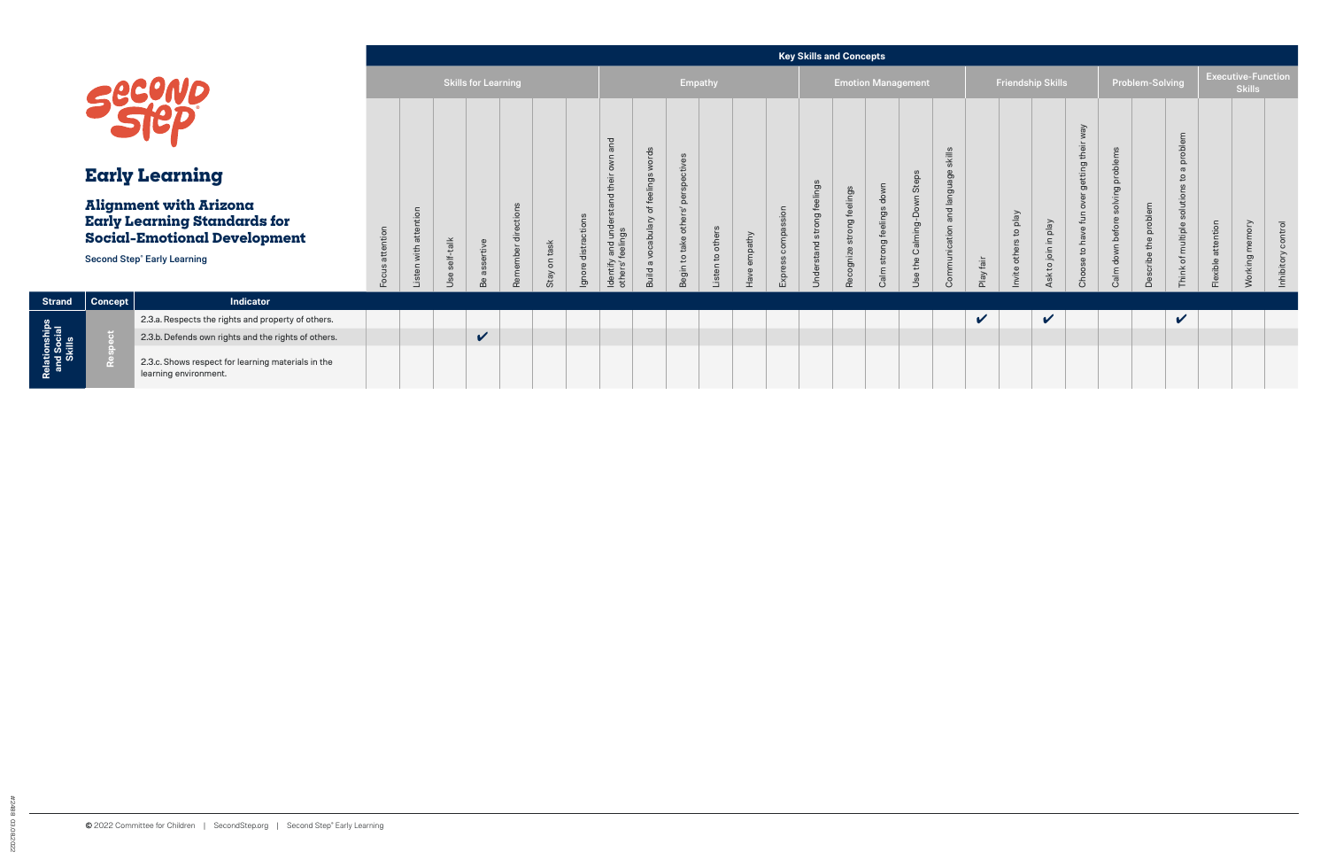# Early Learning

## Alignment with Arizona Early Learning Standards for Social-Emotional Development

Second Step® Early Learning

| Strand | Concept | Indicator | Key Skills and Concepts: Skills for Learning | | | | | | | Empathy | | | | | | Emotion Management | | | | | Friendship Skills | | | | Problem-Solving | | | Executive-Function Skills | | |
|---|---|---|---|---|---|---|---|---|---|---|---|---|---|---|---|---|---|---|---|---|---|---|---|---|---|---|---|---|---|---|
| | | | Focus attention | Listen with attention | Use self-talk | Be assertive | Remember directions | Stay on task | Ignore distractions | Identify and understand their own and others' feelings | Build a vocabulary of feelings words | Begin to take others' perspectives | Listen to others | Have empathy | Express compassion | Understand strong feelings | Recognize strong feelings | Calm strong feelings down | Use the Calming-Down Steps | Communication and language skills | Play fair | Invite others to play | Ask to join in play | Choose to have fun over getting their way | Calm down before solving problems | Describe the problem | Think of multiple solutions to a problem | Flexible attention | Working memory | Inhibitory control |
| Relationships and Social Skills | Respect | 2.3.a. Respects the rights and property of others. | | | | | | | | | | | | | | | | | | | ✔ | | ✔ | | | | ✔ | | | |
| | | 2.3.b. Defends own rights and the rights of others. | | | | ✔ | | | | | | | | | | | | | | | | | | | | | | | | |
| | | 2.3.c. Shows respect for learning materials in the learning environment. | | | | | | | | | | | | | | | | | | | | | | | | | | | | |